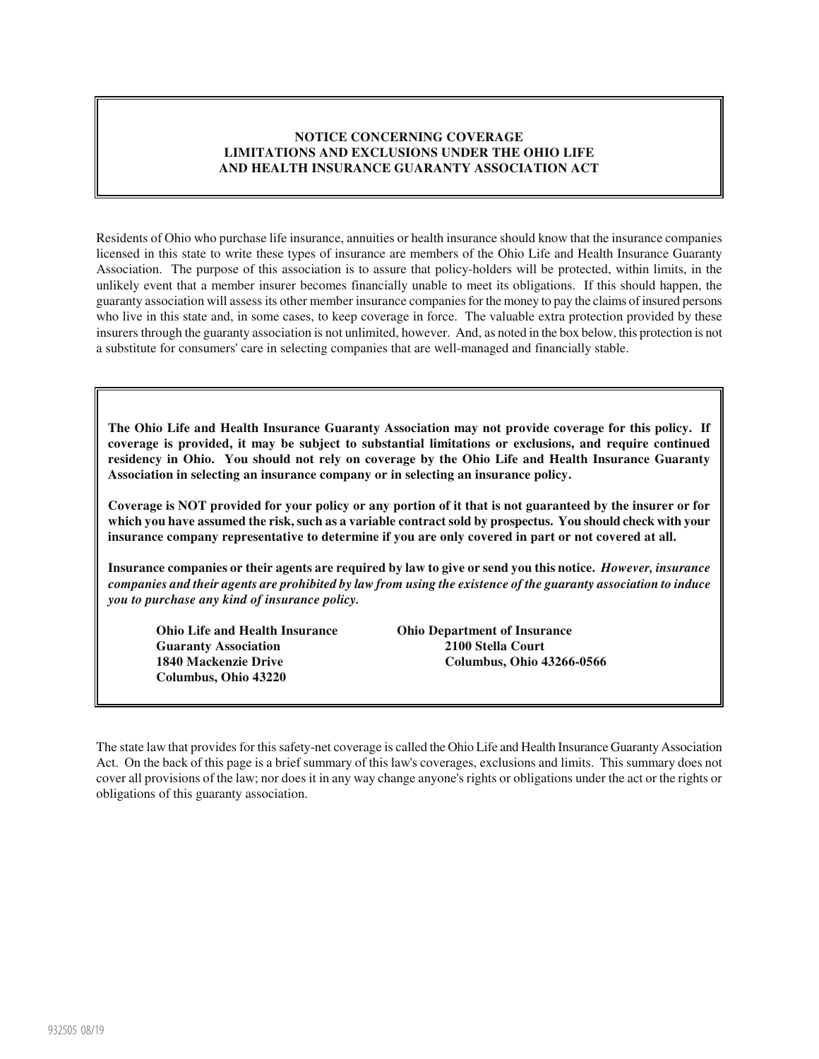**NOTICE CONCERNING COVERAGE LIMITATIONS AND EXCLUSIONS UNDER THE OHIO LIFE AND HEALTH INSURANCE GUARANTY ASSOCIATION ACT**

Residents of Ohio who purchase life insurance, annuities or health insurance should know that the insurance companies licensed in this state to write these types of insurance are members of the Ohio Life and Health Insurance Guaranty Association. The purpose of this association is to assure that policy-holders will be protected, within limits, in the unlikely event that a member insurer becomes financially unable to meet its obligations. If this should happen, the guaranty association will assess its other member insurance companies for the money to pay the claims of insured persons who live in this state and, in some cases, to keep coverage in force. The valuable extra protection provided by these insurers through the guaranty association is not unlimited, however. And, as noted in the box below, this protection is not a substitute for consumers' care in selecting companies that are well-managed and financially stable.

**The Ohio Life and Health Insurance Guaranty Association may not provide coverage for this policy. If coverage is provided, it may be subject to substantial limitations or exclusions, and require continued residency in Ohio. You should not rely on coverage by the Ohio Life and Health Insurance Guaranty Association in selecting an insurance company or in selecting an insurance policy.**

**Coverage is NOT provided for your policy or any portion of it that is not guaranteed by the insurer or for which you have assumed the risk, such as a variable contract sold by prospectus. You should check with your insurance company representative to determine if you are only covered in part or not covered at all.**

**Insurance companies or their agents are required by law to give or send you this notice.** ***However, insurance companies and their agents are prohibited by law from using the existence of the guaranty association to induce you to purchase any kind of insurance policy.***

**Ohio Life and Health Insurance Guaranty Association**
**1840 Mackenzie Drive**
**Columbus, Ohio 43220**

**Ohio Department of Insurance**
**2100 Stella Court**
**Columbus, Ohio 43266-0566**

The state law that provides for this safety-net coverage is called the Ohio Life and Health Insurance Guaranty Association Act. On the back of this page is a brief summary of this law's coverages, exclusions and limits. This summary does not cover all provisions of the law; nor does it in any way change anyone's rights or obligations under the act or the rights or obligations of this guaranty association.

932505 08/19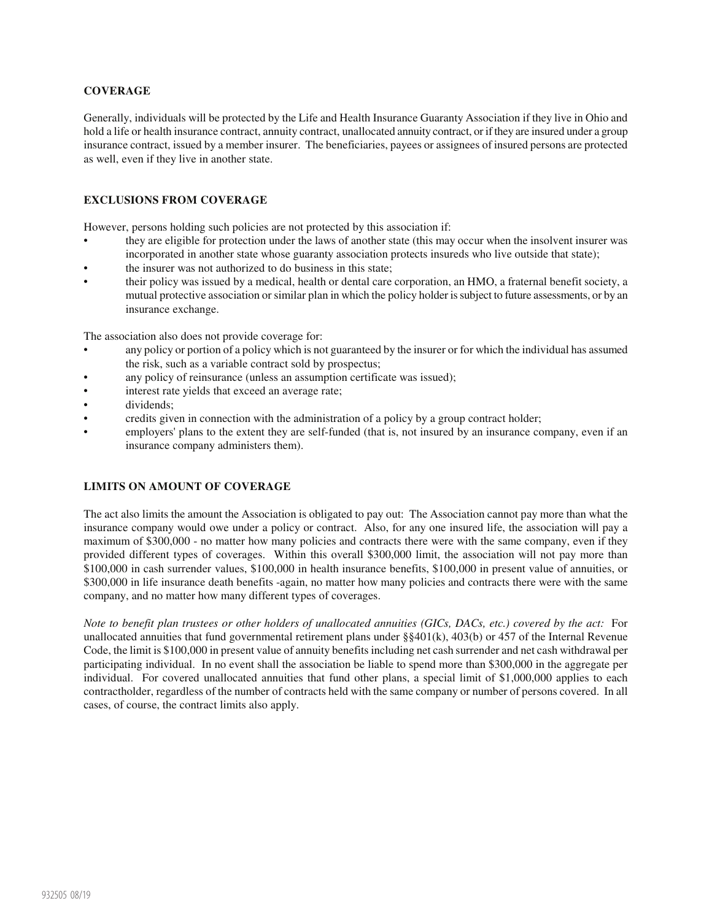## COVERAGE

Generally, individuals will be protected by the Life and Health Insurance Guaranty Association if they live in Ohio and hold a life or health insurance contract, annuity contract, unallocated annuity contract, or if they are insured under a group insurance contract, issued by a member insurer. The beneficiaries, payees or assignees of insured persons are protected as well, even if they live in another state.

## EXCLUSIONS FROM COVERAGE

However, persons holding such policies are not protected by this association if:

- they are eligible for protection under the laws of another state (this may occur when the insolvent insurer was incorporated in another state whose guaranty association protects insureds who live outside that state);
- the insurer was not authorized to do business in this state;
- their policy was issued by a medical, health or dental care corporation, an HMO, a fraternal benefit society, a mutual protective association or similar plan in which the policy holder is subject to future assessments, or by an insurance exchange.

The association also does not provide coverage for:

- any policy or portion of a policy which is not guaranteed by the insurer or for which the individual has assumed the risk, such as a variable contract sold by prospectus;
- any policy of reinsurance (unless an assumption certificate was issued);
- interest rate yields that exceed an average rate;
- dividends;
- credits given in connection with the administration of a policy by a group contract holder;
- employers' plans to the extent they are self-funded (that is, not insured by an insurance company, even if an insurance company administers them).

## LIMITS ON AMOUNT OF COVERAGE

The act also limits the amount the Association is obligated to pay out: The Association cannot pay more than what the insurance company would owe under a policy or contract. Also, for any one insured life, the association will pay a maximum of $300,000 - no matter how many policies and contracts there were with the same company, even if they provided different types of coverages. Within this overall $300,000 limit, the association will not pay more than $100,000 in cash surrender values, $100,000 in health insurance benefits, $100,000 in present value of annuities, or $300,000 in life insurance death benefits -again, no matter how many policies and contracts there were with the same company, and no matter how many different types of coverages.

*Note to benefit plan trustees or other holders of unallocated annuities (GICs, DACs, etc.) covered by the act:* For unallocated annuities that fund governmental retirement plans under §§401(k), 403(b) or 457 of the Internal Revenue Code, the limit is $100,000 in present value of annuity benefits including net cash surrender and net cash withdrawal per participating individual. In no event shall the association be liable to spend more than $300,000 in the aggregate per individual. For covered unallocated annuities that fund other plans, a special limit of $1,000,000 applies to each contractholder, regardless of the number of contracts held with the same company or number of persons covered. In all cases, of course, the contract limits also apply.

932505 08/19